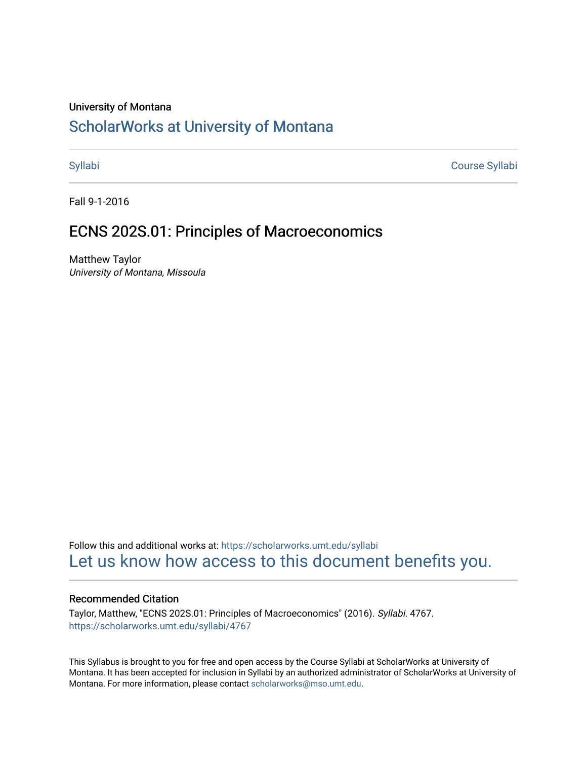University of Montana

# ScholarWorks at University of Montana

Syllabi | Course Syllabi

Fall 9-1-2016

## ECNS 202S.01: Principles of Macroeconomics

Matthew Taylor
*University of Montana, Missoula*

Follow this and additional works at: https://scholarworks.umt.edu/syllabi
Let us know how access to this document benefits you.

### Recommended Citation

Taylor, Matthew, "ECNS 202S.01: Principles of Macroeconomics" (2016). *Syllabi*. 4767.
https://scholarworks.umt.edu/syllabi/4767

This Syllabus is brought to you for free and open access by the Course Syllabi at ScholarWorks at University of Montana. It has been accepted for inclusion in Syllabi by an authorized administrator of ScholarWorks at University of Montana. For more information, please contact scholarworks@mso.umt.edu.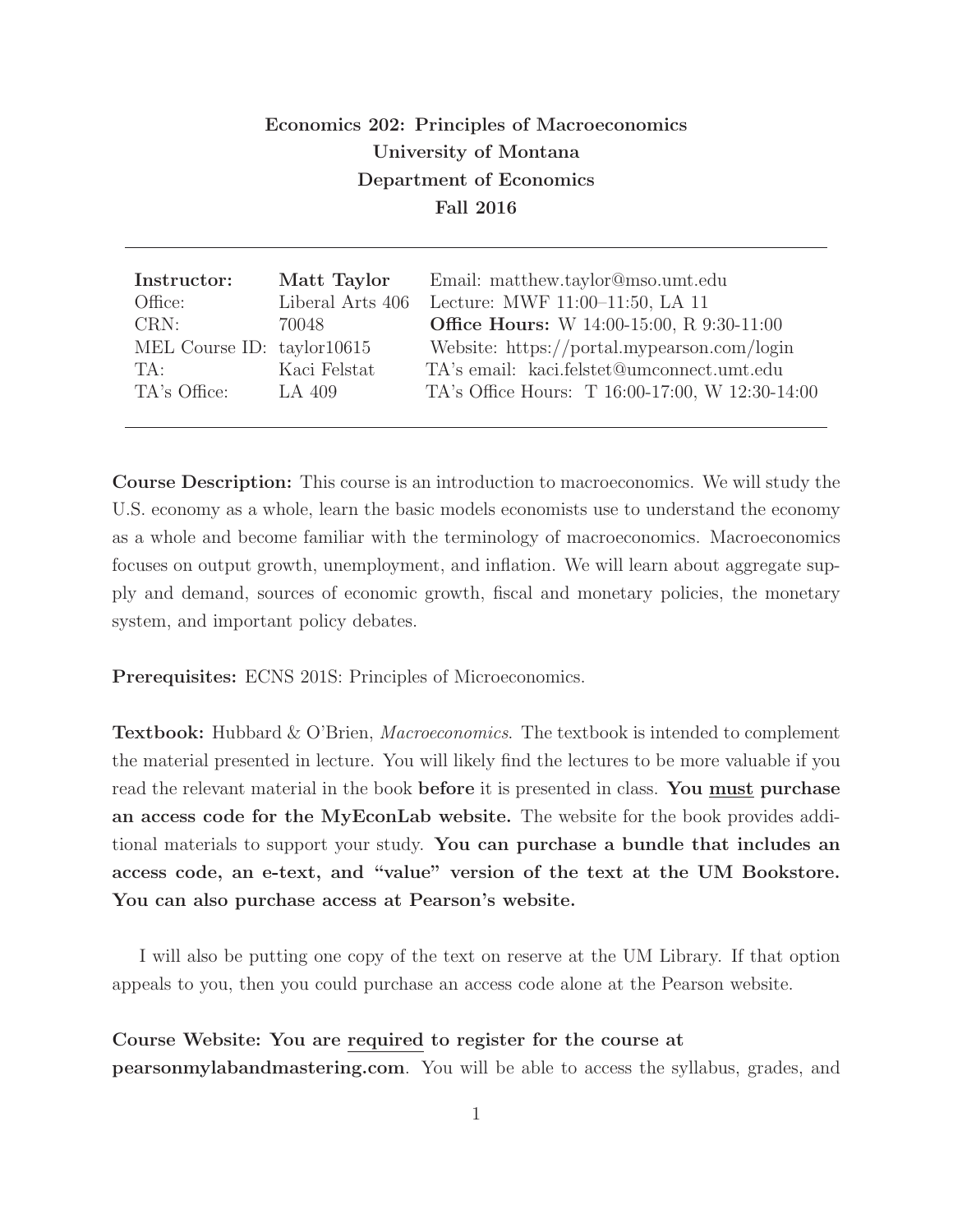**Economics 202: Principles of Macroeconomics**
**University of Montana**
**Department of Economics**
**Fall 2016**

---

| | | |
|---|---|---|
| **Instructor:** | **Matt Taylor** | Email: matthew.taylor@mso.umt.edu |
| Office: | Liberal Arts 406 | Lecture: MWF 11:00–11:50, LA 11 |
| CRN: | 70048 | **Office Hours:** W 14:00-15:00, R 9:30-11:00 |
| MEL Course ID: | taylor10615 | Website: https://portal.mypearson.com/login |
| TA: | Kaci Felstat | TA's email: kaci.felstet@umconnect.umt.edu |
| TA's Office: | LA 409 | TA's Office Hours: T 16:00-17:00, W 12:30-14:00 |

---

**Course Description:** This course is an introduction to macroeconomics. We will study the U.S. economy as a whole, learn the basic models economists use to understand the economy as a whole and become familiar with the terminology of macroeconomics. Macroeconomics focuses on output growth, unemployment, and inflation. We will learn about aggregate supply and demand, sources of economic growth, fiscal and monetary policies, the monetary system, and important policy debates.

**Prerequisites:** ECNS 201S: Principles of Microeconomics.

**Textbook:** Hubbard & O'Brien, *Macroeconomics*. The textbook is intended to complement the material presented in lecture. You will likely find the lectures to be more valuable if you read the relevant material in the book **before** it is presented in class. **You <u>must</u> purchase an access code for the MyEconLab website.** The website for the book provides additional materials to support your study. **You can purchase a bundle that includes an access code, an e-text, and "value" version of the text at the UM Bookstore. You can also purchase access at Pearson's website.**

I will also be putting one copy of the text on reserve at the UM Library. If that option appeals to you, then you could purchase an access code alone at the Pearson website.

**Course Website: You are <u>required</u> to register for the course at pearsonmylabandmastering.com**. You will be able to access the syllabus, grades, and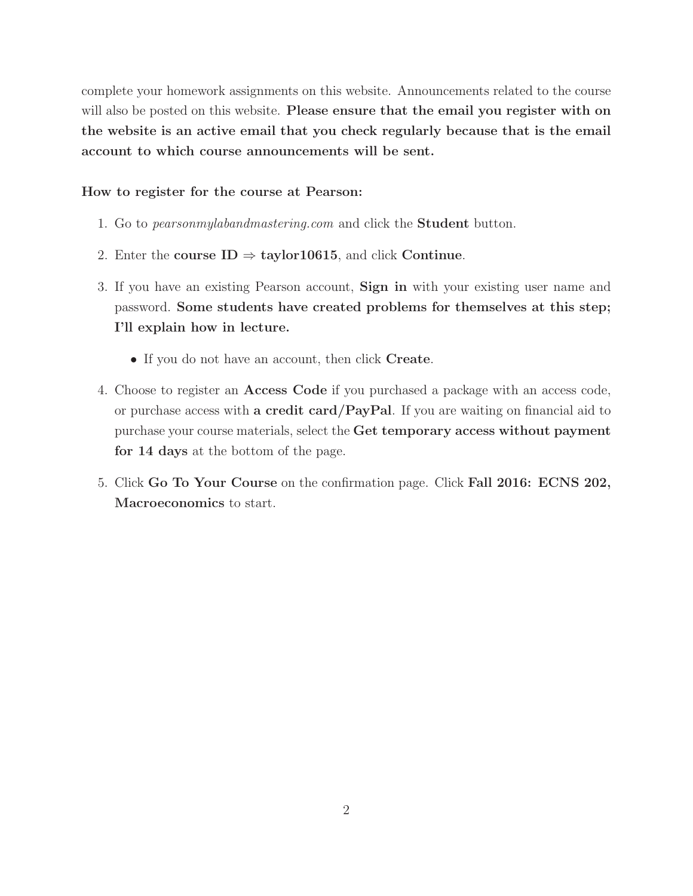complete your homework assignments on this website. Announcements related to the course will also be posted on this website. **Please ensure that the email you register with on the website is an active email that you check regularly because that is the email account to which course announcements will be sent.**

**How to register for the course at Pearson:**

1. Go to *pearsonmylabandmastering.com* and click the **Student** button.
2. Enter the **course ID ⇒ taylor10615**, and click **Continue**.
3. If you have an existing Pearson account, **Sign in** with your existing user name and password. **Some students have created problems for themselves at this step; I'll explain how in lecture.**
   - If you do not have an account, then click **Create**.
4. Choose to register an **Access Code** if you purchased a package with an access code, or purchase access with **a credit card/PayPal**. If you are waiting on financial aid to purchase your course materials, select the **Get temporary access without payment for 14 days** at the bottom of the page.
5. Click **Go To Your Course** on the confirmation page. Click **Fall 2016: ECNS 202, Macroeconomics** to start.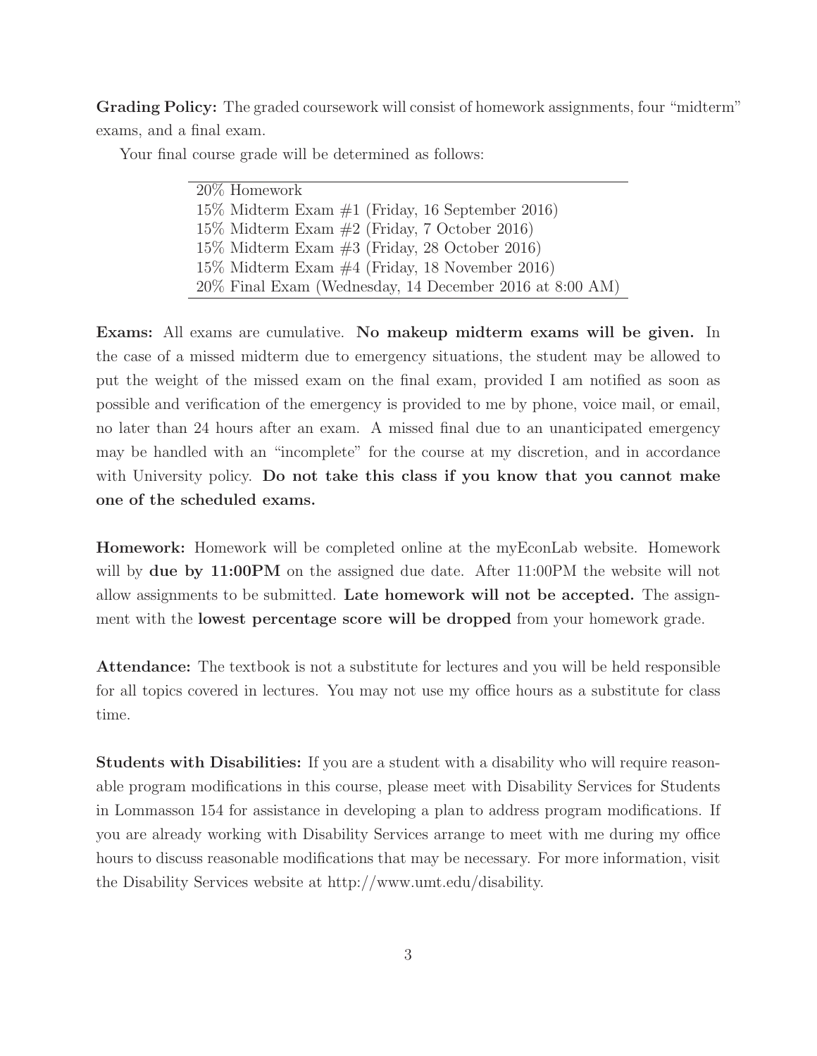**Grading Policy:** The graded coursework will consist of homework assignments, four "midterm" exams, and a final exam.

Your final course grade will be determined as follows:

| |
|---|
| 20% Homework |
| 15% Midterm Exam #1 (Friday, 16 September 2016) |
| 15% Midterm Exam #2 (Friday, 7 October 2016) |
| 15% Midterm Exam #3 (Friday, 28 October 2016) |
| 15% Midterm Exam #4 (Friday, 18 November 2016) |
| 20% Final Exam (Wednesday, 14 December 2016 at 8:00 AM) |

**Exams:** All exams are cumulative. **No makeup midterm exams will be given.** In the case of a missed midterm due to emergency situations, the student may be allowed to put the weight of the missed exam on the final exam, provided I am notified as soon as possible and verification of the emergency is provided to me by phone, voice mail, or email, no later than 24 hours after an exam. A missed final due to an unanticipated emergency may be handled with an "incomplete" for the course at my discretion, and in accordance with University policy. **Do not take this class if you know that you cannot make one of the scheduled exams.**

**Homework:** Homework will be completed online at the myEconLab website. Homework will by **due by 11:00PM** on the assigned due date. After 11:00PM the website will not allow assignments to be submitted. **Late homework will not be accepted.** The assignment with the **lowest percentage score will be dropped** from your homework grade.

**Attendance:** The textbook is not a substitute for lectures and you will be held responsible for all topics covered in lectures. You may not use my office hours as a substitute for class time.

**Students with Disabilities:** If you are a student with a disability who will require reasonable program modifications in this course, please meet with Disability Services for Students in Lommasson 154 for assistance in developing a plan to address program modifications. If you are already working with Disability Services arrange to meet with me during my office hours to discuss reasonable modifications that may be necessary. For more information, visit the Disability Services website at http://www.umt.edu/disability.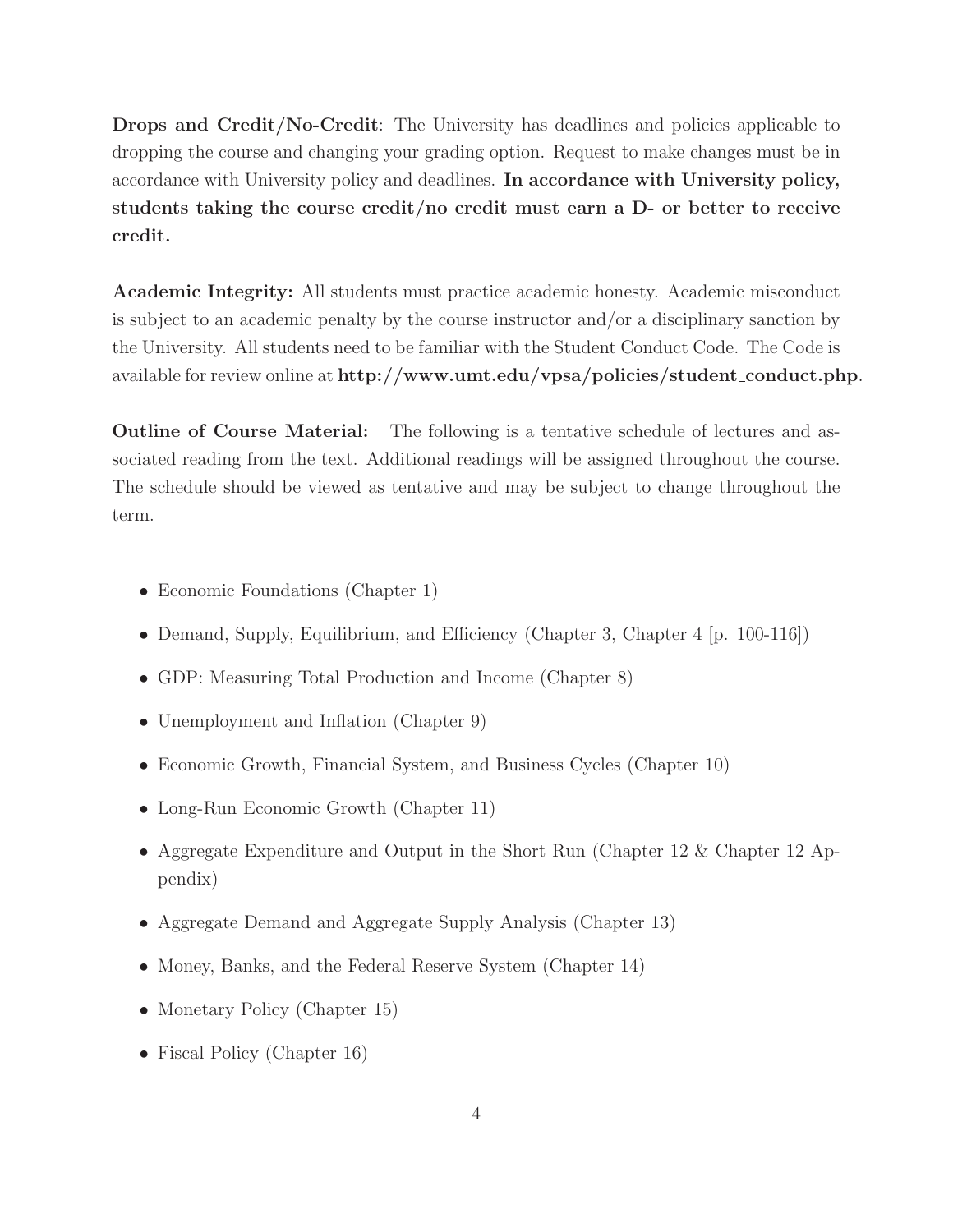**Drops and Credit/No-Credit**: The University has deadlines and policies applicable to dropping the course and changing your grading option. Request to make changes must be in accordance with University policy and deadlines. **In accordance with University policy, students taking the course credit/no credit must earn a D- or better to receive credit.**

**Academic Integrity:** All students must practice academic honesty. Academic misconduct is subject to an academic penalty by the course instructor and/or a disciplinary sanction by the University. All students need to be familiar with the Student Conduct Code. The Code is available for review online at **http://www.umt.edu/vpsa/policies/student_conduct.php**.

**Outline of Course Material:** The following is a tentative schedule of lectures and associated reading from the text. Additional readings will be assigned throughout the course. The schedule should be viewed as tentative and may be subject to change throughout the term.

- Economic Foundations (Chapter 1)
- Demand, Supply, Equilibrium, and Efficiency (Chapter 3, Chapter 4 [p. 100-116])
- GDP: Measuring Total Production and Income (Chapter 8)
- Unemployment and Inflation (Chapter 9)
- Economic Growth, Financial System, and Business Cycles (Chapter 10)
- Long-Run Economic Growth (Chapter 11)
- Aggregate Expenditure and Output in the Short Run (Chapter 12 & Chapter 12 Appendix)
- Aggregate Demand and Aggregate Supply Analysis (Chapter 13)
- Money, Banks, and the Federal Reserve System (Chapter 14)
- Monetary Policy (Chapter 15)
- Fiscal Policy (Chapter 16)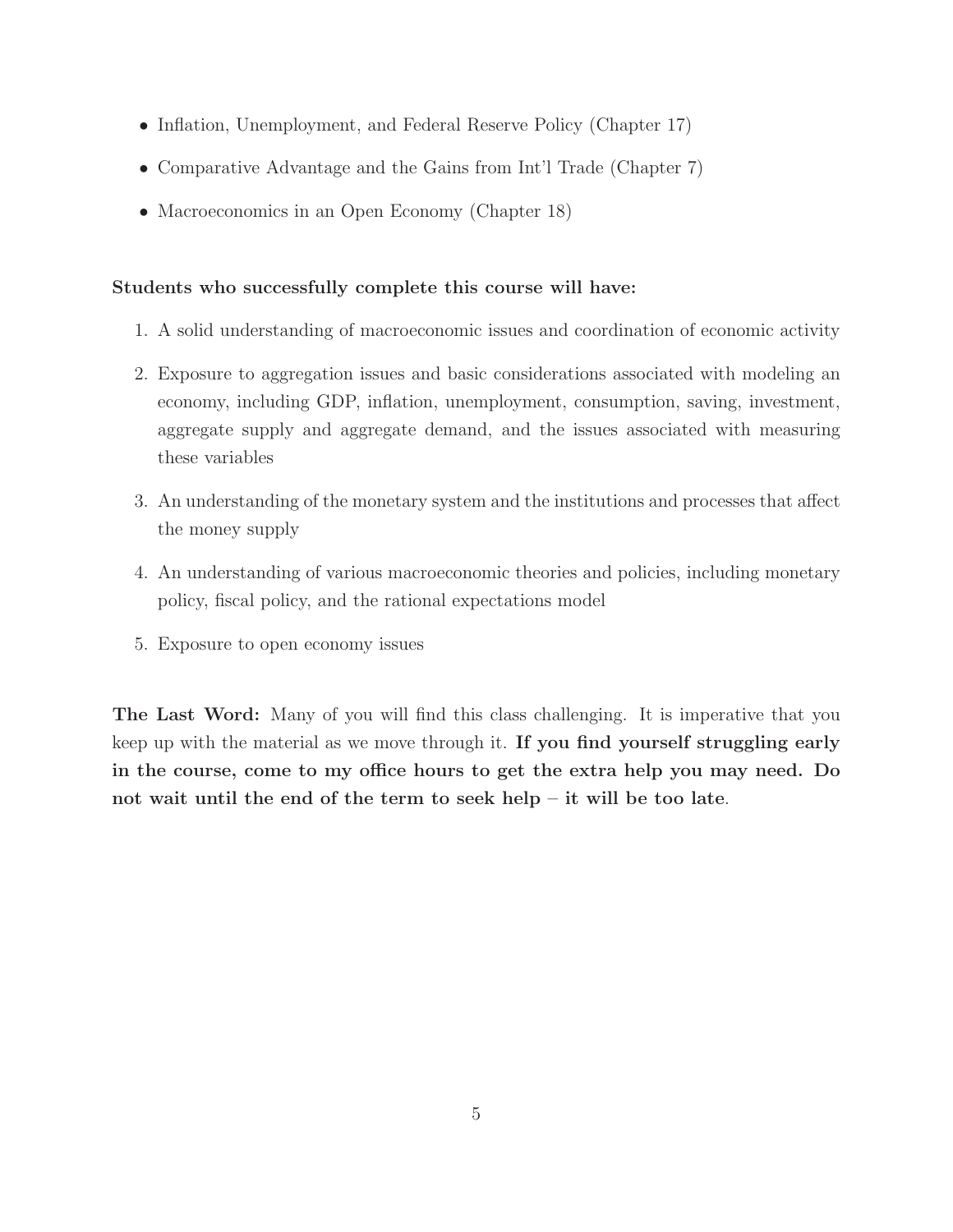- Inflation, Unemployment, and Federal Reserve Policy (Chapter 17)
- Comparative Advantage and the Gains from Int'l Trade (Chapter 7)
- Macroeconomics in an Open Economy (Chapter 18)

**Students who successfully complete this course will have:**

1. A solid understanding of macroeconomic issues and coordination of economic activity
2. Exposure to aggregation issues and basic considerations associated with modeling an economy, including GDP, inflation, unemployment, consumption, saving, investment, aggregate supply and aggregate demand, and the issues associated with measuring these variables
3. An understanding of the monetary system and the institutions and processes that affect the money supply
4. An understanding of various macroeconomic theories and policies, including monetary policy, fiscal policy, and the rational expectations model
5. Exposure to open economy issues

**The Last Word:** Many of you will find this class challenging. It is imperative that you keep up with the material as we move through it. **If you find yourself struggling early in the course, come to my office hours to get the extra help you may need. Do not wait until the end of the term to seek help – it will be too late**.